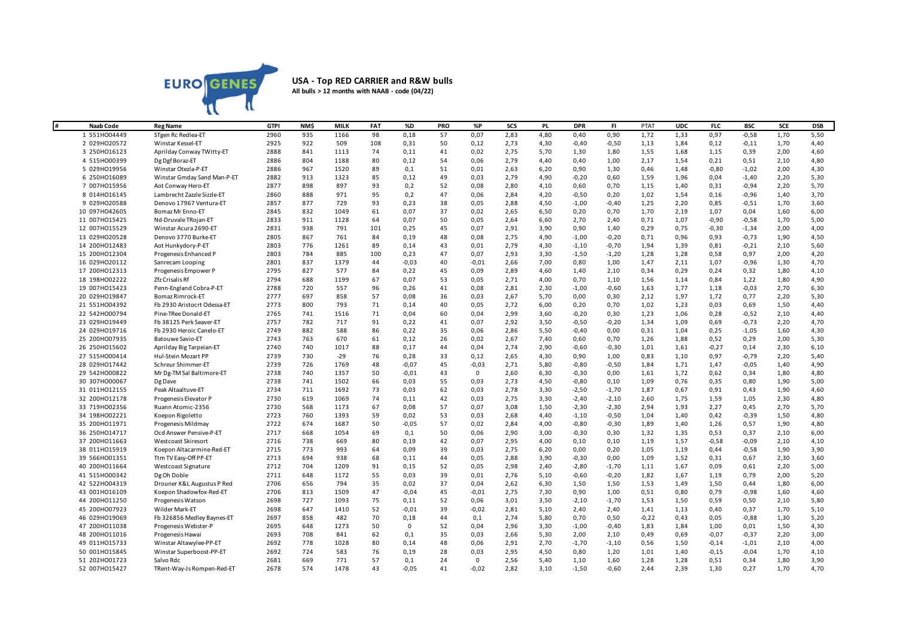## USA - Top RED CARRIER and R&W bulls

**All bulls > 12 months with NAAB - code (04/22)**

| # | Naab Code | Reg Name | GTPI | NM$ | MILK | FAT | %D | PRO | %P | SCS | PL | DPR | FI | PTAT | UDC | FLC | BSC | SCE | DSB |
|---|---|---|---|---|---|---|---|---|---|---|---|---|---|---|---|---|---|---|---|
| 1 | 551HO04449 | STgen Rc Redlea-ET | 2960 | 935 | 1166 | 98 | 0,18 | 57 | 0,07 | 2,83 | 4,80 | 0,40 | 0,90 | 1,72 | 1,33 | 0,97 | -0,58 | 1,70 | 5,50 |
| 2 | 029HO20572 | Winstar Kessel-ET | 2925 | 922 | 509 | 108 | 0,31 | 50 | 0,12 | 2,73 | 4,30 | -0,40 | -0,50 | 1,13 | 1,84 | 0,12 | -0,11 | 1,70 | 4,40 |
| 3 | 250HO16123 | Aprilday Conway TWitty-ET | 2888 | 841 | 1113 | 74 | 0,11 | 41 | 0,02 | 2,75 | 5,70 | 1,30 | 1,80 | 1,55 | 1,68 | 1,15 | 0,39 | 2,00 | 4,60 |
| 4 | 515HO00399 | Dg Dgf Boraz-ET | 2886 | 804 | 1188 | 80 | 0,12 | 54 | 0,06 | 2,79 | 4,40 | 0,40 | 1,00 | 2,17 | 1,54 | 0,21 | 0,51 | 2,10 | 4,80 |
| 5 | 029HO19956 | Winstar Otezla-P-ET | 2886 | 967 | 1520 | 89 | 0,1 | 51 | 0,01 | 2,63 | 6,20 | 0,90 | 1,30 | 0,46 | 1,48 | -0,80 | -1,02 | 2,00 | 4,30 |
| 6 | 250HO16089 | Winstar Gmday Sand Man-P-ET | 2882 | 913 | 1323 | 85 | 0,12 | 49 | 0,03 | 2,79 | 4,90 | -0,20 | 0,60 | 1,59 | 1,96 | 0,04 | -1,40 | 2,20 | 5,30 |
| 7 | 007HO15956 | Aot Conway Hero-ET | 2877 | 898 | 897 | 93 | 0,2 | 52 | 0,08 | 2,80 | 4,10 | 0,60 | 0,70 | 1,15 | 1,40 | 0,31 | -0,94 | 2,20 | 5,70 |
| 8 | 014HO16145 | Lambrecht Zazzle Sizzle-ET | 2860 | 888 | 971 | 95 | 0,2 | 47 | 0,06 | 2,84 | 4,20 | -0,50 | 0,20 | 1,02 | 1,54 | 0,16 | -0,96 | 1,40 | 3,70 |
| 9 | 029HO20588 | Denovo 17967 Ventura-ET | 2857 | 877 | 729 | 93 | 0,23 | 38 | 0,05 | 2,88 | 4,50 | -1,00 | -0,40 | 1,25 | 2,20 | 0,85 | -0,51 | 1,70 | 3,60 |
| 10 | 097HO42605 | Bomaz Mr Enno-ET | 2845 | 832 | 1049 | 61 | 0,07 | 37 | 0,02 | 2,65 | 6,50 | 0,20 | 0,70 | 1,70 | 2,19 | 1,07 | 0,04 | 1,60 | 6,00 |
| 11 | 007HO15425 | Nd-Druvale TRojan-ET | 2833 | 911 | 1128 | 64 | 0,07 | 50 | 0,05 | 2,64 | 6,60 | 2,70 | 2,40 | 0,71 | 1,07 | -0,90 | -0,58 | 1,70 | 5,00 |
| 12 | 007HO15529 | Winstar Acura 2690-ET | 2831 | 938 | 791 | 101 | 0,25 | 45 | 0,07 | 2,91 | 3,90 | 0,90 | 1,40 | 0,29 | 0,75 | -0,30 | -1,34 | 2,00 | 4,00 |
| 13 | 029HO20528 | Denovo 3770 Burke-ET | 2805 | 867 | 761 | 84 | 0,19 | 48 | 0,08 | 2,75 | 4,90 | -1,00 | -0,20 | 0,71 | 0,96 | 0,93 | -0,73 | 1,90 | 4,50 |
| 14 | 200HO12483 | Aot Hunkydory-P-ET | 2803 | 776 | 1261 | 89 | 0,14 | 43 | 0,01 | 2,79 | 4,30 | -1,10 | -0,70 | 1,94 | 1,39 | 0,81 | -0,21 | 2,10 | 5,60 |
| 15 | 200HO12304 | Progenesis Enhanced P | 2803 | 784 | 885 | 100 | 0,23 | 47 | 0,07 | 2,93 | 3,30 | -1,50 | -1,20 | 1,28 | 1,28 | 0,58 | 0,97 | 2,00 | 4,20 |
| 16 | 029HO20112 | Sanrecam Looping | 2801 | 837 | 1379 | 44 | -0,03 | 40 | -0,01 | 2,66 | 7,00 | 0,80 | 1,00 | 1,47 | 2,11 | 1,07 | -0,96 | 1,30 | 4,70 |
| 17 | 200HO12313 | Progenesis Empower P | 2795 | 827 | 577 | 84 | 0,22 | 45 | 0,09 | 2,89 | 4,60 | 1,40 | 2,10 | 0,34 | 0,29 | 0,24 | 0,32 | 1,80 | 4,10 |
| 18 | 198HO02222 | Zfz Crisalis Rf | 2794 | 688 | 1199 | 67 | 0,07 | 53 | 0,05 | 2,71 | 4,00 | 0,70 | 1,10 | 1,56 | 1,14 | 0,84 | 1,22 | 1,80 | 4,90 |
| 19 | 007HO15423 | Penn-England Cobra-P-ET | 2788 | 720 | 557 | 96 | 0,26 | 41 | 0,08 | 2,81 | 2,30 | -1,00 | -0,60 | 1,63 | 1,77 | 1,18 | -0,03 | 2,70 | 6,30 |
| 20 | 029HO19847 | Bomaz Rimrock-ET | 2777 | 697 | 858 | 57 | 0,08 | 36 | 0,03 | 2,67 | 5,70 | 0,00 | 0,30 | 2,12 | 1,97 | 1,72 | 0,77 | 2,20 | 5,30 |
| 21 | 551HO04392 | Fb 2930 Aristocrt Odessa-ET | 2773 | 800 | 793 | 71 | 0,14 | 40 | 0,05 | 2,72 | 6,00 | 0,20 | 0,70 | 1,02 | 1,23 | 0,03 | 0,69 | 1,50 | 4,40 |
| 22 | 542HO00794 | Pine-TRee Donald-ET | 2765 | 741 | 1516 | 71 | 0,04 | 60 | 0,04 | 2,99 | 3,60 | -0,20 | 0,30 | 1,23 | 1,06 | 0,28 | -0,52 | 2,10 | 4,40 |
| 23 | 029HO19449 | Fb 38125 Perk Seaver-ET | 2757 | 782 | 717 | 91 | 0,22 | 41 | 0,07 | 2,92 | 3,50 | -0,50 | -0,20 | 1,34 | 1,09 | 0,69 | -0,73 | 2,20 | 4,70 |
| 24 | 029HO19716 | Fb 2930 Heroic Canelo-ET | 2749 | 882 | 588 | 86 | 0,22 | 35 | 0,06 | 2,86 | 5,50 | -0,40 | 0,00 | 0,31 | 1,04 | 0,25 | -1,05 | 1,60 | 4,30 |
| 25 | 200HO07935 | Batouwe Savio-ET | 2743 | 763 | 670 | 61 | 0,12 | 26 | 0,02 | 2,67 | 7,40 | 0,60 | 0,70 | 1,26 | 1,88 | 0,52 | 0,29 | 2,00 | 5,30 |
| 26 | 250HO15602 | Aprilday Big Tarpeian-ET | 2740 | 740 | 1017 | 88 | 0,17 | 44 | 0,04 | 2,74 | 2,90 | -0,60 | -0,30 | 1,01 | 1,61 | -0,27 | 0,14 | 2,30 | 6,10 |
| 27 | 515HO00414 | Hul-Stein Mozart PP | 2739 | 730 | -29 | 76 | 0,28 | 33 | 0,12 | 2,65 | 4,30 | 0,90 | 1,00 | 0,83 | 1,10 | 0,97 | -0,79 | 2,20 | 5,40 |
| 28 | 029HO17442 | Schreur Shimmer-ET | 2739 | 726 | 1769 | 48 | -0,07 | 45 | -0,03 | 2,71 | 5,80 | -0,80 | -0,50 | 1,84 | 1,71 | 1,47 | -0,05 | 1,40 | 4,90 |
| 29 | 542HO00822 | Mr Dg-TM Sal Baltimore-ET | 2738 | 740 | 1357 | 50 | -0,01 | 43 | 0 | 2,60 | 6,30 | -0,30 | 0,00 | 1,61 | 1,72 | 0,62 | 0,34 | 1,80 | 4,80 |
| 30 | 307HO00067 | Dg Dave | 2738 | 741 | 1502 | 66 | 0,03 | 55 | 0,03 | 2,73 | 4,50 | -0,80 | 0,10 | 1,09 | 0,76 | 0,35 | 0,80 | 1,90 | 5,00 |
| 31 | 011HO12155 | Peak Altaaltuve-ET | 2734 | 711 | 1692 | 73 | 0,03 | 62 | 0,03 | 2,78 | 3,30 | -2,50 | -1,70 | 1,87 | 0,67 | 0,91 | 0,43 | 1,90 | 4,60 |
| 32 | 200HO12178 | Progenesis Elevator P | 2730 | 619 | 1069 | 74 | 0,11 | 42 | 0,03 | 2,75 | 3,30 | -2,40 | -2,10 | 2,60 | 1,75 | 1,59 | 1,05 | 2,30 | 4,80 |
| 33 | 719HO02356 | Ruann Atomic-2356 | 2730 | 568 | 1173 | 67 | 0,08 | 57 | 0,07 | 3,08 | 1,50 | -2,30 | -2,30 | 2,94 | 1,93 | 2,27 | 0,45 | 2,70 | 5,70 |
| 34 | 198HO02221 | Koepon Rigoletto | 2723 | 760 | 1393 | 59 | 0,02 | 53 | 0,03 | 2,68 | 4,40 | -1,10 | -0,50 | 1,04 | 1,40 | 0,42 | -0,39 | 1,50 | 4,80 |
| 35 | 200HO11971 | Progenesis Mildmay | 2722 | 674 | 1687 | 50 | -0,05 | 57 | 0,02 | 2,84 | 4,00 | -0,80 | -0,30 | 1,89 | 1,40 | 1,26 | 0,57 | 1,90 | 4,80 |
| 36 | 250HO14717 | Ocd Answer Pensive-P-ET | 2717 | 668 | 1054 | 69 | 0,1 | 50 | 0,06 | 2,90 | 3,00 | -0,30 | 0,30 | 1,32 | 1,35 | 0,53 | 0,37 | 2,10 | 6,00 |
| 37 | 200HO11663 | Westcoast Skiresort | 2716 | 738 | 669 | 80 | 0,19 | 42 | 0,07 | 2,95 | 4,00 | 0,10 | 0,10 | 1,19 | 1,57 | -0,58 | -0,09 | 2,10 | 4,10 |
| 38 | 011HO15919 | Koepon Altacarmine-Red-ET | 2715 | 773 | 993 | 64 | 0,09 | 39 | 0,03 | 2,75 | 6,20 | 0,00 | 0,20 | 1,05 | 1,19 | 0,44 | -0,58 | 1,90 | 3,90 |
| 39 | 566HO01351 | Ttm TV Easy-Off PP-ET | 2713 | 694 | 938 | 68 | 0,11 | 44 | 0,05 | 2,88 | 3,90 | -0,30 | 0,00 | 1,09 | 1,52 | 0,31 | 0,67 | 2,30 | 3,60 |
| 40 | 200HO11664 | Westcoast Signature | 2712 | 704 | 1209 | 91 | 0,15 | 52 | 0,05 | 2,98 | 2,40 | -2,80 | -1,70 | 1,11 | 1,67 | 0,09 | 0,61 | 2,20 | 5,00 |
| 41 | 515HO00342 | Dg Oh Doble | 2711 | 648 | 1172 | 55 | 0,03 | 39 | 0,01 | 2,76 | 5,10 | -0,60 | -0,20 | 1,82 | 1,67 | 1,19 | 0,79 | 2,00 | 5,20 |
| 42 | 522HO04319 | Drouner K&L Augustus P Red | 2706 | 656 | 794 | 35 | 0,02 | 37 | 0,04 | 2,62 | 6,30 | 1,50 | 1,50 | 1,53 | 1,49 | 1,50 | 0,44 | 1,80 | 6,00 |
| 43 | 001HO16109 | Koepon Shadowfox-Red-ET | 2706 | 813 | 1509 | 47 | -0,04 | 45 | -0,01 | 2,75 | 7,30 | 0,90 | 1,00 | 0,51 | 0,80 | 0,79 | -0,98 | 1,60 | 4,60 |
| 44 | 200HO11250 | Progenesis Watson | 2698 | 727 | 1093 | 75 | 0,11 | 52 | 0,06 | 3,01 | 3,50 | -2,10 | -1,70 | 1,53 | 1,50 | 0,59 | 0,50 | 2,10 | 5,80 |
| 45 | 200HO07923 | Wilder Mark-ET | 2698 | 647 | 1410 | 52 | -0,01 | 39 | -0,02 | 2,81 | 5,10 | 2,40 | 2,40 | 1,41 | 1,13 | 0,40 | 0,37 | 1,70 | 5,10 |
| 46 | 029HO19069 | Fb 326856 Medley Baynes-ET | 2697 | 858 | 482 | 70 | 0,18 | 44 | 0,1 | 2,74 | 5,80 | 0,70 | 0,50 | -0,22 | 0,43 | 0,05 | -0,88 | 1,30 | 5,20 |
| 47 | 200HO11038 | Progenesis Webster-P | 2695 | 648 | 1273 | 50 | 0 | 52 | 0,04 | 2,96 | 3,30 | -1,00 | -0,40 | 1,83 | 1,84 | 1,00 | 0,01 | 1,50 | 4,30 |
| 48 | 200HO11016 | Progenesis Hawai | 2693 | 708 | 841 | 62 | 0,1 | 35 | 0,03 | 2,66 | 5,30 | 2,00 | 2,10 | 0,49 | 0,69 | -0,07 | -0,37 | 2,20 | 3,00 |
| 49 | 011HO15733 | Winstar Altawylee-PP-ET | 2692 | 778 | 1028 | 80 | 0,14 | 48 | 0,06 | 2,91 | 2,70 | -1,70 | -1,10 | 0,56 | 1,50 | -0,14 | -1,01 | 2,10 | 4,00 |
| 50 | 001HO15845 | Winstar Superboost-PP-ET | 2692 | 724 | 583 | 76 | 0,19 | 28 | 0,03 | 2,95 | 4,50 | 0,80 | 1,20 | 1,01 | 1,40 | -0,15 | -0,04 | 1,70 | 4,10 |
| 51 | 202HO01723 | Salvo Rdc | 2681 | 669 | 771 | 57 | 0,1 | 24 | 0 | 2,56 | 5,40 | 1,10 | 1,60 | 1,28 | 1,28 | 0,51 | 0,34 | 1,80 | 3,90 |
| 52 | 007HO15427 | TRent-Way-Js Rompen-Red-ET | 2678 | 574 | 1478 | 43 | -0,05 | 41 | -0,02 | 2,82 | 3,10 | -1,50 | -0,60 | 2,44 | 2,39 | 1,30 | 0,27 | 1,70 | 4,70 |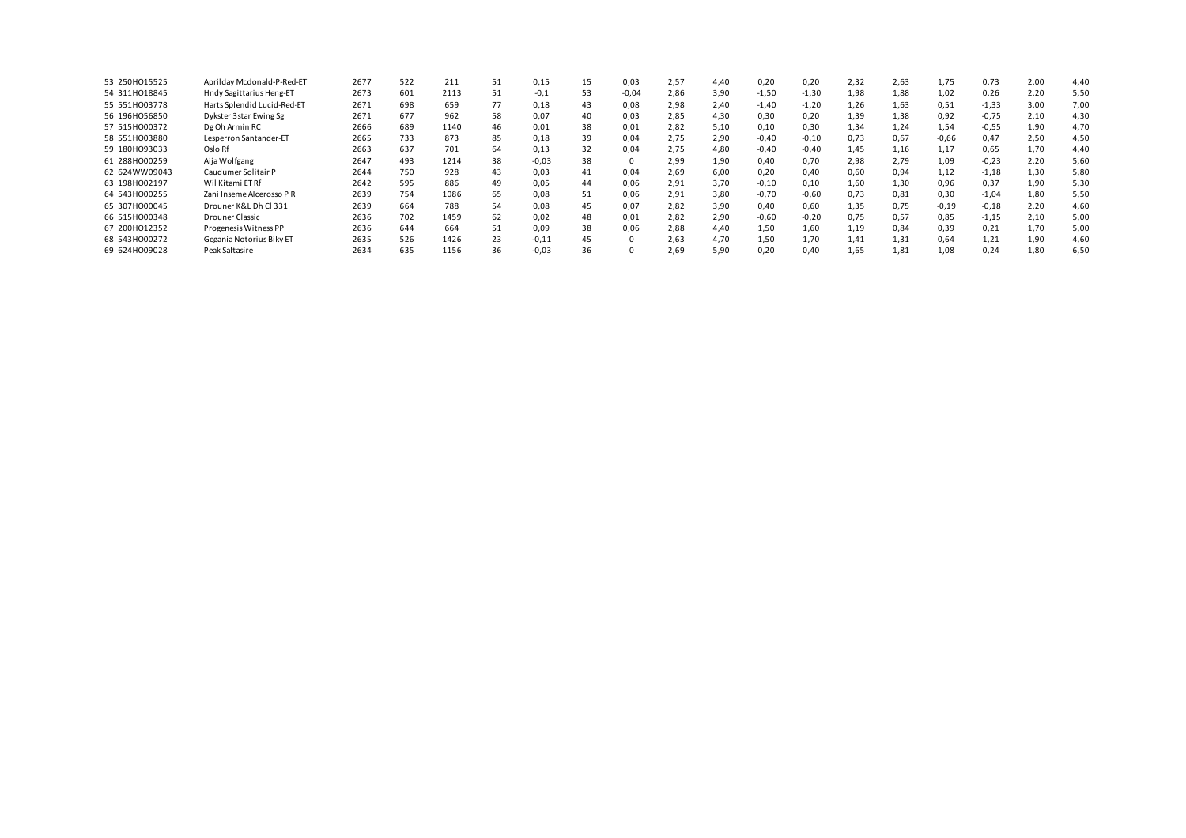| | | | | | | | | | | | | | | | | | | | | | |
|---|---|---|---|---|---|---|---|---|---|---|---|---|---|---|---|---|---|---|---|---|---|
| 53 | 250HO15525 | Aprilday Mcdonald-P-Red-ET | 2677 | 522 | 211 | 51 | 0,15 | 15 | 0,03 | 2,57 | 4,40 | 0,20 | 0,20 | 2,32 | 2,63 | 1,75 | 0,73 | 2,00 | 4,40 |
| 54 | 311HO18845 | Hndy Sagittarius Heng-ET | 2673 | 601 | 2113 | 51 | -0,1 | 53 | -0,04 | 2,86 | 3,90 | -1,50 | -1,30 | 1,98 | 1,88 | 1,02 | 0,26 | 2,20 | 5,50 |
| 55 | 551HO03778 | Harts Splendid Lucid-Red-ET | 2671 | 698 | 659 | 77 | 0,18 | 43 | 0,08 | 2,98 | 2,40 | -1,40 | -1,20 | 1,26 | 1,63 | 0,51 | -1,33 | 3,00 | 7,00 |
| 56 | 196HO56850 | Dykster 3star Ewing Sg | 2671 | 677 | 962 | 58 | 0,07 | 40 | 0,03 | 2,85 | 4,30 | 0,30 | 0,20 | 1,39 | 1,38 | 0,92 | -0,75 | 2,10 | 4,30 |
| 57 | 515HO00372 | Dg Oh Armin RC | 2666 | 689 | 1140 | 46 | 0,01 | 38 | 0,01 | 2,82 | 5,10 | 0,10 | 0,30 | 1,34 | 1,24 | 1,54 | -0,55 | 1,90 | 4,70 |
| 58 | 551HO03880 | Lesperron Santander-ET | 2665 | 733 | 873 | 85 | 0,18 | 39 | 0,04 | 2,75 | 2,90 | -0,40 | -0,10 | 0,73 | 0,67 | -0,66 | 0,47 | 2,50 | 4,50 |
| 59 | 180HO93033 | Oslo Rf | 2663 | 637 | 701 | 64 | 0,13 | 32 | 0,04 | 2,75 | 4,80 | -0,40 | -0,40 | 1,45 | 1,16 | 1,17 | 0,65 | 1,70 | 4,40 |
| 61 | 288HO00259 | Aija Wolfgang | 2647 | 493 | 1214 | 38 | -0,03 | 38 | 0 | 2,99 | 1,90 | 0,40 | 0,70 | 2,98 | 2,79 | 1,09 | -0,23 | 2,20 | 5,60 |
| 62 | 624WW09043 | Caudumer Solitair P | 2644 | 750 | 928 | 43 | 0,03 | 41 | 0,04 | 2,69 | 6,00 | 0,20 | 0,40 | 0,60 | 0,94 | 1,12 | -1,18 | 1,30 | 5,80 |
| 63 | 198HO02197 | Wil Kitami ET Rf | 2642 | 595 | 886 | 49 | 0,05 | 44 | 0,06 | 2,91 | 3,70 | -0,10 | 0,10 | 1,60 | 1,30 | 0,96 | 0,37 | 1,90 | 5,30 |
| 64 | 543HO00255 | Zani Inseme Alcerosso P R | 2639 | 754 | 1086 | 65 | 0,08 | 51 | 0,06 | 2,91 | 3,80 | -0,70 | -0,60 | 0,73 | 0,81 | 0,30 | -1,04 | 1,80 | 5,50 |
| 65 | 307HO00045 | Drouner K&L Dh Cl 331 | 2639 | 664 | 788 | 54 | 0,08 | 45 | 0,07 | 2,82 | 3,90 | 0,40 | 0,60 | 1,35 | 0,75 | -0,19 | -0,18 | 2,20 | 4,60 |
| 66 | 515HO00348 | Drouner Classic | 2636 | 702 | 1459 | 62 | 0,02 | 48 | 0,01 | 2,82 | 2,90 | -0,60 | -0,20 | 0,75 | 0,57 | 0,85 | -1,15 | 2,10 | 5,00 |
| 67 | 200HO12352 | Progenesis Witness PP | 2636 | 644 | 664 | 51 | 0,09 | 38 | 0,06 | 2,88 | 4,40 | 1,50 | 1,60 | 1,19 | 0,84 | 0,39 | 0,21 | 1,70 | 5,00 |
| 68 | 543HO00272 | Gegania Notorius Biky ET | 2635 | 526 | 1426 | 23 | -0,11 | 45 | 0 | 2,63 | 4,70 | 1,50 | 1,70 | 1,41 | 1,31 | 0,64 | 1,21 | 1,90 | 4,60 |
| 69 | 624HO09028 | Peak Saltasire | 2634 | 635 | 1156 | 36 | -0,03 | 36 | 0 | 2,69 | 5,90 | 0,20 | 0,40 | 1,65 | 1,81 | 1,08 | 0,24 | 1,80 | 6,50 |